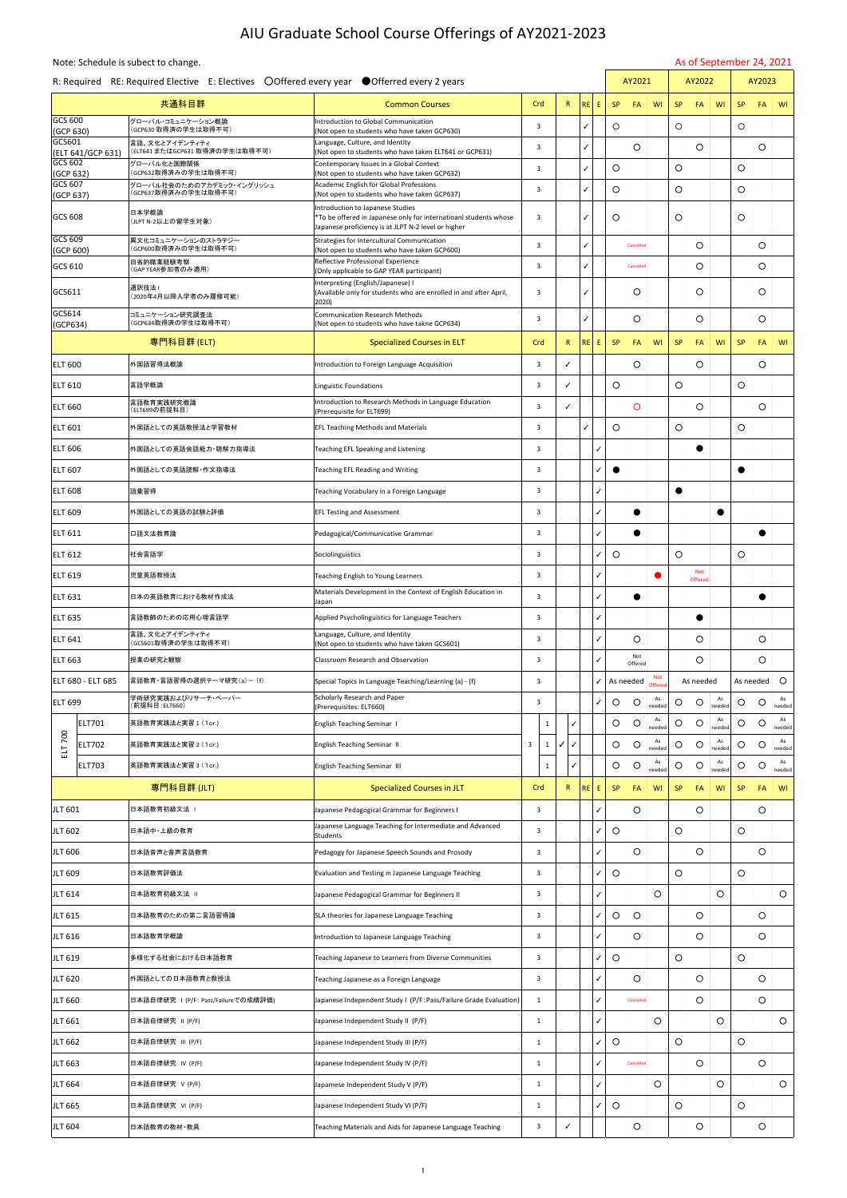# AIU Graduate School Course Offerings of AY2021-2023

Note: Schedule is subject to change.

As of September 24, 2021

R: Required RE: Required Elective E: Electives ○Offered every year ●Offered every 2 years

| Course | 共通科目群 | Common Courses | Crd | R | RE | E | AY2021 SP | AY2021 FA | AY2021 WI | AY2022 SP | AY2022 FA | AY2022 WI | AY2023 SP | AY2023 FA | AY2023 WI |
|---|---|---|---|---|---|---|---|---|---|---|---|---|---|---|---|
| GCS 600 (GCP 630) | グローバル・コミュニケーション概論（GCP630 取得済の学生は取得不可） | Introduction to Global Communication (Not open to students who have taken GCP630) | 3 | | ✓ | | ○ | | | ○ | | | ○ | | |
| GCS601 (ELT 641/GCP 631) | 言語、文化とアイデンティティ（ELT641 またはGCP631 取得済の学生は取得不可） | Language, Culture, and Identity (Not open to students who have taken ELT641 or GCP631) | 3 | | ✓ | | | ○ | | | ○ | | | ○ | |
| GCS 602 (GCP 632) | グローバル化と国際関係（GCP632取得済みの学生は取得不可） | Contemporary Issues in a Global Context (Not open to students who have taken GCP632) | 3 | | ✓ | | ○ | | | ○ | | | ○ | | |
| GCS 607 (GCP 637) | グローバル社会のためのアカデミック・イングリッシュ（GCP637取得済みの学生は取得不可） | Academic English for Global Professions (Not open to students who have taken GCP637) | 3 | | ✓ | | ○ | | | ○ | | | ○ | | |
| GCS 608 | 日本学概論（JLPT N-2以上の留学生対象） | Introduction to Japanese Studies *To be offered in Japanese only for internatioanl students whose Japanese proficiency is at JLPT N-2 level or higher | 3 | | ✓ | | ○ | | | ○ | | | ○ | | |
| GCS 609 (GCP 600) | 異文化コミュニケーションのストラテジー（GCP600取得済みの学生は取得不可） | Strategies for Intercultural Communication (Not open to students who have taken GCP600) | 3 | | ✓ | | | Cancelled | | | ○ | | | ○ | |
| GCS 610 | 自省的職業経験考察（GAP YEAR参加者のみ適用） | Reflective Professional Experience (Only applicable to GAP YEAR participant) | 3 | | ✓ | | | Cancelled | | | ○ | | | ○ | |
| GCS611 | 通訳技法 I（2020年4月以降入学者のみ履修可能） | Interpreting (English/Japanese) I (Available only for students who are enrolled in and after April, 2020) | 3 | | ✓ | | | ○ | | | ○ | | | ○ | |
| GCS614 (GCP634) | コミュニケーション研究調査法（GCP634取得済の学生は取得不可） | Communication Research Methods (Not open to students who have takne GCP634) | 3 | | ✓ | | | ○ | | | ○ | | | ○ | |

| Course | 専門科目群 (ELT) | Specialized Courses in ELT | Crd | R | RE | E | AY2021 SP | AY2021 FA | AY2021 WI | AY2022 SP | AY2022 FA | AY2022 WI | AY2023 SP | AY2023 FA | AY2023 WI |
|---|---|---|---|---|---|---|---|---|---|---|---|---|---|---|---|
| ELT 600 | 外国語習得法概論 | Introduction to Foreign Language Acquisition | 3 | ✓ | | | | ○ | | | ○ | | | ○ | |
| ELT 610 | 言語学概論 | Linguistic Foundations | 3 | ✓ | | | ○ | | | ○ | | | ○ | | |
| ELT 660 | 言語教育実践研究概論（ELT699の前提科目） | Introduction to Research Methods in Language Education (Prerequisite for ELT699) | 3 | ✓ | | | | ○ | | | ○ | | | ○ | |
| ELT 601 | 外国語としての英語教授法と学習教材 | EFL Teaching Methods and Materials | 3 | | ✓ | | ○ | | | ○ | | | ○ | | |
| ELT 606 | 外国語としての英語会話能力・聴解力指導法 | Teaching EFL Speaking and Listening | 3 | | | ✓ | | | | | ● | | | | |
| ELT 607 | 外国語としての英語読解・作文指導法 | Teaching EFL Reading and Writing | 3 | | | ✓ | ● | | | | | | ● | | |
| ELT 608 | 語彙習得 | Teaching Vocabulary in a Foreign Language | 3 | | | ✓ | | | | ● | | | | | |
| ELT 609 | 外国語としての英語の試験と評価 | EFL Testing and Assessment | 3 | | | ✓ | | ● | | | | ● | | | |
| ELT 611 | 口語文法教育論 | Pedagogical/Communicative Grammar | 3 | | | ✓ | | ● | | | | | | ● | |
| ELT 612 | 社会言語学 | Sociolinguistics | 3 | | | ✓ | ○ | | | ○ | | | ○ | | |
| ELT 619 | 児童英語教授法 | Teaching English to Young Learners | 3 | | | ✓ | | | ● | | Not Offered | | | | |
| ELT 631 | 日本の英語教育における教材作成法 | Materials Development in the Context of English Education in Japan | 3 | | | ✓ | | ● | | | | | | ● | |
| ELT 635 | 言語教師のための応用心理言語学 | Applied Psycholinguistics for Language Teachers | 3 | | | ✓ | | | | | ● | | | | |
| ELT 641 | 言語、文化とアイデンティティ（GCS601取得済の学生は取得不可） | Language, Culture, and Identity (Not open to students who have taken GCS601) | 3 | | | ✓ | | ○ | | | ○ | | | ○ | |
| ELT 663 | 授業の研究と観察 | Classroom Research and Observation | 3 | | | ✓ | | Not Offered | | | ○ | | | ○ | |
| ELT 680 - ELT 685 | 言語教育・言語習得の選択テーマ研究（a）－（f） | Special Topics in Language Teaching/Learning (a) - (f) | 3 | | | ✓ | As needed | | Not Offered | As needed | | | As needed | | ○ |
| ELT 699 | 学術研究実践およびリサーチ・ペーパー（前提科目：ELT660） | Scholarly Research and Paper (Prerequisites: ELT660) | 3 | | | ✓ | ○ | ○ | As needed | ○ | ○ | As needed | ○ | ○ | As needed |
| ELT 700 ELT701 | 英語教育実践法と実習 1（1cr.） | English Teaching Seminar Ⅰ | 3 (1) | ✓ | ✓ | | ○ | ○ | As needed | ○ | ○ | As needed | ○ | ○ | As needed |
| ELT 700 ELT702 | 英語教育実践法と実習 2（1cr.） | English Teaching Seminar Ⅱ | 3 (1) | ✓ | ✓ | | ○ | ○ | As needed | ○ | ○ | As needed | ○ | ○ | As needed |
| ELT 700 ELT703 | 英語教育実践法と実習 3（1cr.） | English Teaching Seminar Ⅲ | 3 (1) | ✓ | ✓ | | ○ | ○ | As needed | ○ | ○ | As needed | ○ | ○ | As needed |

| Course | 専門科目群 (JLT) | Specialized Courses in JLT | Crd | R | RE | E | AY2021 SP | AY2021 FA | AY2021 WI | AY2022 SP | AY2022 FA | AY2022 WI | AY2023 SP | AY2023 FA | AY2023 WI |
|---|---|---|---|---|---|---|---|---|---|---|---|---|---|---|---|
| JLT 601 | 日本語教育初級文法 Ⅰ | Japanese Pedagogical Grammar for Beginners I | 3 | | | ✓ | | ○ | | | ○ | | | ○ | |
| JLT 602 | 日本語中・上級の教育 | Japanese Language Teaching for Intermediate and Advanced Students | 3 | | | ✓ | ○ | | | ○ | | | ○ | | |
| JLT 606 | 日本語音声と音声言語教育 | Pedagogy for Japanese Speech Sounds and Prosody | 3 | | | ✓ | | ○ | | | ○ | | | ○ | |
| JLT 609 | 日本語教育評価法 | Evaluation and Testing in Japanese Language Teaching | 3 | | | ✓ | ○ | | | ○ | | | ○ | | |
| JLT 614 | 日本語教育初級文法 Ⅱ | Japanese Pedagogical Grammar for Beginners II | 3 | | | ✓ | | | ○ | | | ○ | | | ○ |
| JLT 615 | 日本語教育のための第二言語習得論 | SLA theories for Japanese Language Teaching | 3 | | | ✓ | ○ | ○ | | | ○ | | | ○ | |
| JLT 616 | 日本語教育学概論 | Introduction to Japanese Language Teaching | 3 | | | ✓ | | ○ | | | ○ | | | ○ | |
| JLT 619 | 多様化する社会における日本語教育 | Teaching Japanese to Learners from Diverse Communities | 3 | | | ✓ | ○ | | | ○ | | | ○ | | |
| JLT 620 | 外国語としての日本語教育と教授法 | Teaching Japanese as a Foreign Language | 3 | | | ✓ | | ○ | | | ○ | | | ○ | |
| JLT 660 | 日本語自律研究 Ⅰ (P/F：Pass/Failureでの成績評価) | Japanese Independent Study I (P/F: Pass/Failure Grade Evaluation) | 1 | | | ✓ | | Cancelled | | | ○ | | | ○ | |
| JLT 661 | 日本語自律研究 Ⅱ (P/F) | Japanese Independent Study II (P/F) | 1 | | | ✓ | | | ○ | | | ○ | | | ○ |
| JLT 662 | 日本語自律研究 Ⅲ (P/F) | Japanese Independent Study III (P/F) | 1 | | | ✓ | ○ | | | ○ | | | ○ | | |
| JLT 663 | 日本語自律研究 Ⅳ (P/F) | Japanese Independent Study IV (P/F) | 1 | | | ✓ | | Cancelled | | | ○ | | | ○ | |
| JLT 664 | 日本語自律研究 Ⅴ (P/F) | Japanese Independent Study V (P/F) | 1 | | | ✓ | | | ○ | | | ○ | | | ○ |
| JLT 665 | 日本語自律研究 Ⅵ (P/F) | Japanese Independent Study VI (P/F) | 1 | | | ✓ | ○ | | | ○ | | | ○ | | |
| JLT 604 | 日本語教育の教材・教具 | Teaching Materials and Aids for Japanese Language Teaching | 3 | ✓ | | | | ○ | | | ○ | | | ○ | |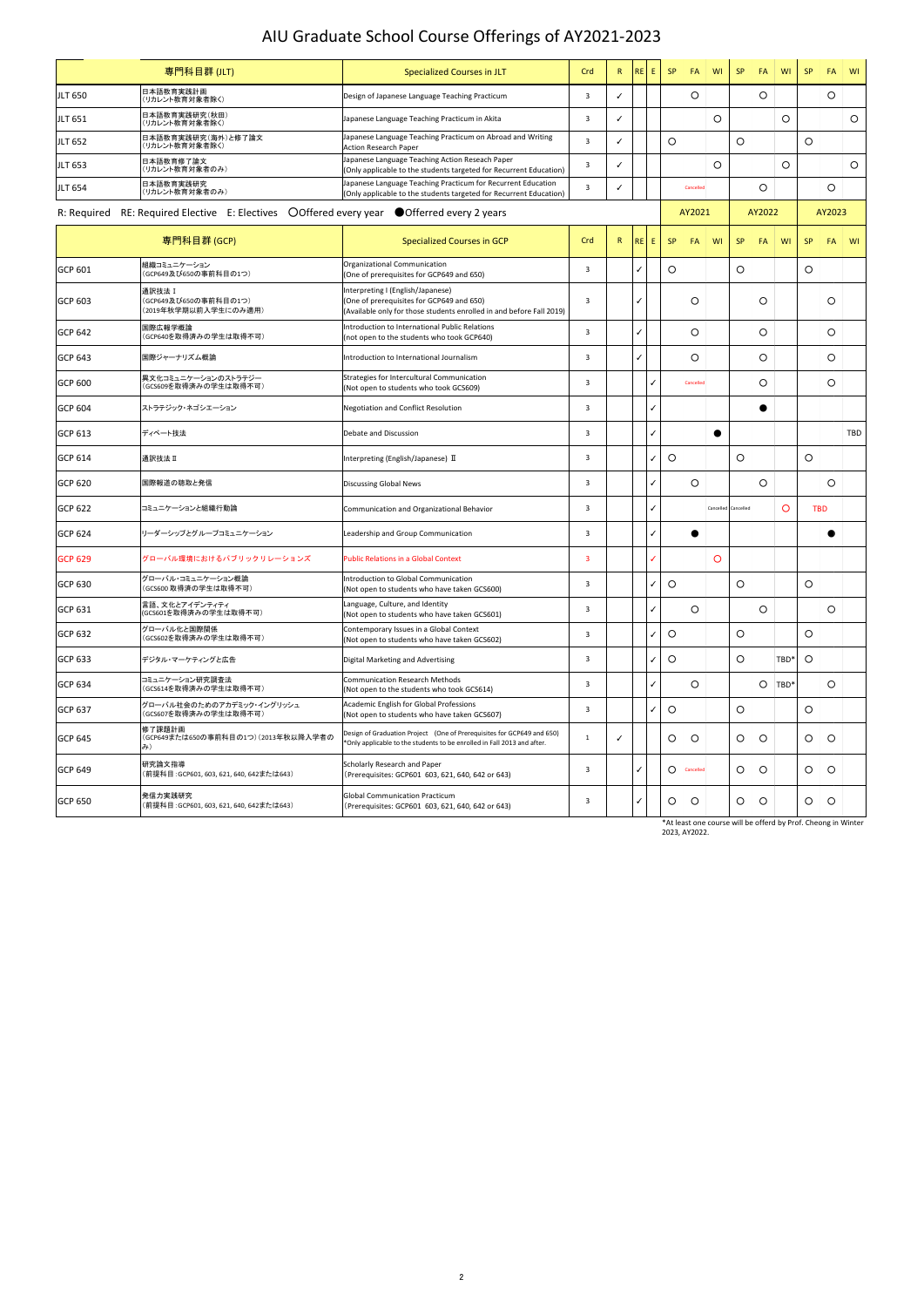# AIU Graduate School Course Offerings of AY2021-2023

| | 専門科目群 (JLT) | Specialized Courses in JLT | Crd | R | RE | E | SP | FA | WI | SP | FA | WI | SP | FA | WI |
|---|---|---|---|---|---|---|---|---|---|---|---|---|---|---|---|
| JLT 650 | 日本語教育実践計画<br>(リカレント教育対象者除く) | Design of Japanese Language Teaching Practicum | 3 | ✓ | | | | ○ | | | ○ | | | ○ | |
| JLT 651 | 日本語教育実践研究(秋田)<br>(リカレント教育対象者除く) | Japanese Language Teaching Practicum in Akita | 3 | ✓ | | | | | ○ | | | ○ | | | ○ |
| JLT 652 | 日本語教育実践研究(海外)と修了論文<br>(リカレント教育対象者除く) | Japanese Language Teaching Practicum on Abroad and Writing Action Research Paper | 3 | ✓ | | | ○ | | | ○ | | | ○ | | |
| JLT 653 | 日本語教育修了論文<br>(リカレント教育対象者のみ) | Japanese Language Teaching Action Reseach Paper<br>(Only applicable to the students targeted for Recurrent Education) | 3 | ✓ | | | | | ○ | | | ○ | | | ○ |
| JLT 654 | 日本語教育実践研究<br>(リカレント教育対象者のみ) | Japanese Language Teaching Practicum for Recurrent Education<br>(Only applicable to the students targeted for Recurrent Education) | 3 | ✓ | | | | Cancelled | | | ○ | | | ○ | |

R: Required RE: Required Elective E: Electives ○Offered every year ●Offerred every 2 years

| | 専門科目群 (GCP) | Specialized Courses in GCP | Crd | R | RE | E | AY2021 SP | AY2021 FA | AY2021 WI | AY2022 SP | AY2022 FA | AY2022 WI | AY2023 SP | AY2023 FA | AY2023 WI |
|---|---|---|---|---|---|---|---|---|---|---|---|---|---|---|---|
| GCP 601 | 組織コミュニケーション<br>(GCP649及び650の事前科目の1つ) | Organizational Communication<br>(One of prerequisites for GCP649 and 650) | 3 | | ✓ | | ○ | | | ○ | | | ○ | | |
| GCP 603 | 通訳技法 I<br>(GCP649及び650の事前科目の1つ)<br>(2019年秋学期以前入学生にのみ適用) | Interpreting I (English/Japanese)<br>(One of prerequisites for GCP649 and 650)<br>(Available only for those students enrolled in and before Fall 2019) | 3 | | ✓ | | | ○ | | | ○ | | | ○ | |
| GCP 642 | 国際広報学概論<br>(GCP640を取得済みの学生は取得不可) | Introduction to International Public Relations<br>(not open to the students who took GCP640) | 3 | | ✓ | | | ○ | | | ○ | | | ○ | |
| GCP 643 | 国際ジャーナリズム概論 | Introduction to International Journalism | 3 | | ✓ | | | ○ | | | ○ | | | ○ | |
| GCP 600 | 異文化コミュニケーションのストラテジー<br>(GCS609を取得済みの学生は取得不可) | Strategies for Intercultural Communication<br>(Not open to students who took GCS609) | 3 | | | ✓ | | Cancelled | | | ○ | | | ○ | |
| GCP 604 | ストラテジック・ネゴシエーション | Negotiation and Conflict Resolution | 3 | | | ✓ | | | | | ● | | | | |
| GCP 613 | ディベート技法 | Debate and Discussion | 3 | | | ✓ | | | ● | | | | | | TBD |
| GCP 614 | 通訳技法 II | Interpreting (English/Japanese) II | 3 | | | ✓ | ○ | | | ○ | | | ○ | | |
| GCP 620 | 国際報道の聴取と発信 | Discussing Global News | 3 | | | ✓ | | ○ | | | ○ | | | ○ | |
| GCP 622 | コミュニケーションと組織行動論 | Communication and Organizational Behavior | 3 | | | ✓ | | | Cancelled | Cancelled | | ○ | TBD | | |
| GCP 624 | リーダーシップとグループコミュニケーション | Leadership and Group Communication | 3 | | | ✓ | | ● | | | | | | ● | |
| GCP 629 | グローバル環境におけるパブリックリレーションズ | Public Relations in a Global Context | 3 | | | ✓ | | | ○ | | | | | | |
| GCP 630 | グローバル・コミュニケーション概論<br>(GCS600 取得済の学生は取得不可) | Introduction to Global Communication<br>(Not open to students who have taken GCS600) | 3 | | | ✓ | ○ | | | ○ | | | ○ | | |
| GCP 631 | 言語、文化とアイデンティティ<br>(GCS601を取得済みの学生は取得不可) | Language, Culture, and Identity<br>(Not open to students who have taken GCS601) | 3 | | | ✓ | | ○ | | | ○ | | | ○ | |
| GCP 632 | グローバル化と国際関係<br>(GCS602を取得済みの学生は取得不可) | Contemporary Issues in a Global Context<br>(Not open to students who have taken GCS602) | 3 | | | ✓ | ○ | | | ○ | | | ○ | | |
| GCP 633 | デジタル・マーケティングと広告 | Digital Marketing and Advertising | 3 | | | ✓ | ○ | | | ○ | | TBD* | ○ | | |
| GCP 634 | コミュニケーション研究調査法<br>(GCS614を取得済みの学生は取得不可) | Communication Research Methods<br>(Not open to the students who took GCS614) | 3 | | | ✓ | | ○ | | | ○ | TBD* | | ○ | |
| GCP 637 | グローバル社会のためのアカデミック・イングリッシュ<br>(GCS607を取得済みの学生は取得不可) | Academic English for Global Professions<br>(Not open to students who have taken GCS607) | 3 | | | ✓ | ○ | | | ○ | | | ○ | | |
| GCP 645 | 修了課題計画<br>(GCP649または650の事前科目の1つ) (2013年秋以降入学者のみ) | Design of Graduation Project (One of Prerequisites for GCP649 and 650)<br>*Only applicable to the students to be enrolled in Fall 2013 and after. | 1 | ✓ | | | ○ | ○ | | ○ | ○ | | ○ | ○ | |
| GCP 649 | 研究論文指導<br>(前提科目:GCP601, 603, 621, 640, 642または643) | Scholarly Research and Paper<br>(Prerequisites: GCP601 603, 621, 640, 642 or 643) | 3 | | ✓ | | ○ | Cancelled | | ○ | ○ | | ○ | ○ | |
| GCP 650 | 発信力実践研究<br>(前提科目:GCP601, 603, 621, 640, 642または643) | Global Communication Practicum<br>(Prerequisites: GCP601 603, 621, 640, 642 or 643) | 3 | | ✓ | | ○ | ○ | | ○ | ○ | | ○ | ○ | |

*At least one course will be offerd by Prof. Cheong in Winter 2023, AY2022.